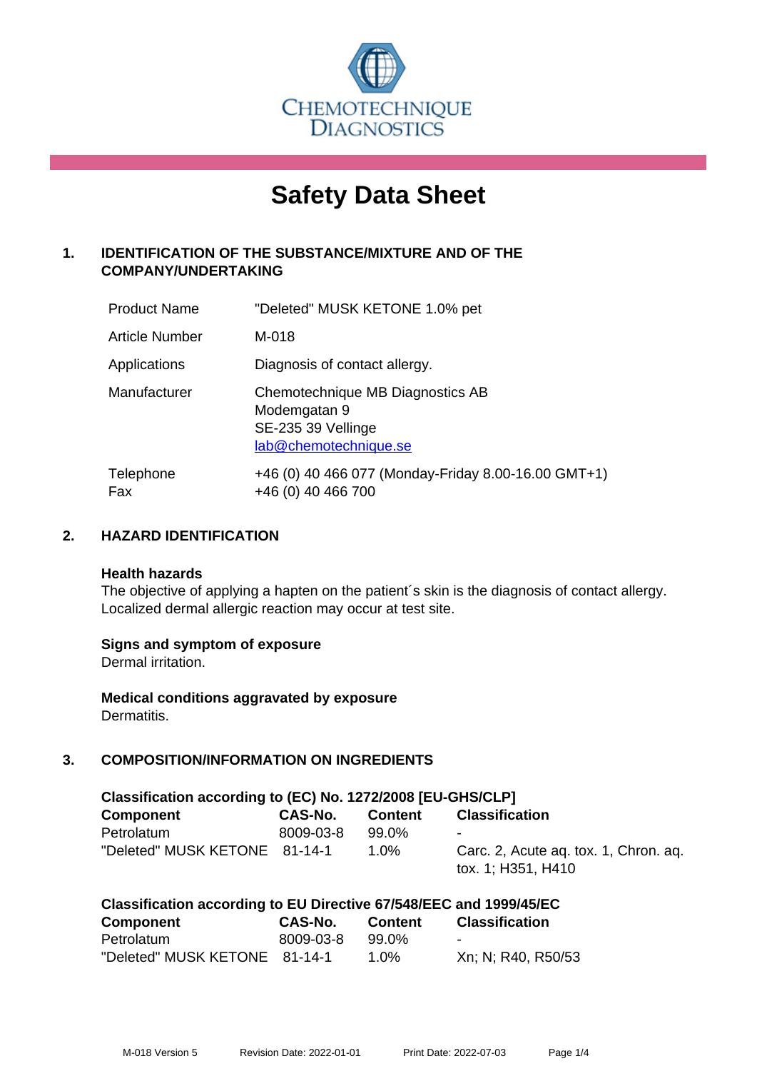CHEMOTECHNIQUE DIAGNOSTICS

# Safety Data Sheet

## 1. IDENTIFICATION OF THE SUBSTANCE/MIXTURE AND OF THE COMPANY/UNDERTAKING

| | |
|---|---|
| Product Name | "Deleted" MUSK KETONE 1.0% pet |
| Article Number | M-018 |
| Applications | Diagnosis of contact allergy. |
| Manufacturer | Chemotechnique MB Diagnostics AB<br>Modemgatan 9<br>SE-235 39 Vellinge<br>lab@chemotechnique.se |
| Telephone<br>Fax | +46 (0) 40 466 077 (Monday-Friday 8.00-16.00 GMT+1)<br>+46 (0) 40 466 700 |

## 2. HAZARD IDENTIFICATION

**Health hazards**
The objective of applying a hapten on the patient´s skin is the diagnosis of contact allergy. Localized dermal allergic reaction may occur at test site.

**Signs and symptom of exposure**
Dermal irritation.

**Medical conditions aggravated by exposure**
Dermatitis.

## 3. COMPOSITION/INFORMATION ON INGREDIENTS

**Classification according to (EC) No. 1272/2008 [EU-GHS/CLP]**

| Component | CAS-No. | Content | Classification |
|---|---|---|---|
| Petrolatum | 8009-03-8 | 99.0% | - |
| "Deleted" MUSK KETONE | 81-14-1 | 1.0% | Carc. 2, Acute aq. tox. 1, Chron. aq. tox. 1; H351, H410 |

**Classification according to EU Directive 67/548/EEC and 1999/45/EC**

| Component | CAS-No. | Content | Classification |
|---|---|---|---|
| Petrolatum | 8009-03-8 | 99.0% | - |
| "Deleted" MUSK KETONE | 81-14-1 | 1.0% | Xn; N; R40, R50/53 |

M-018 Version 5 Revision Date: 2022-01-01 Print Date: 2022-07-03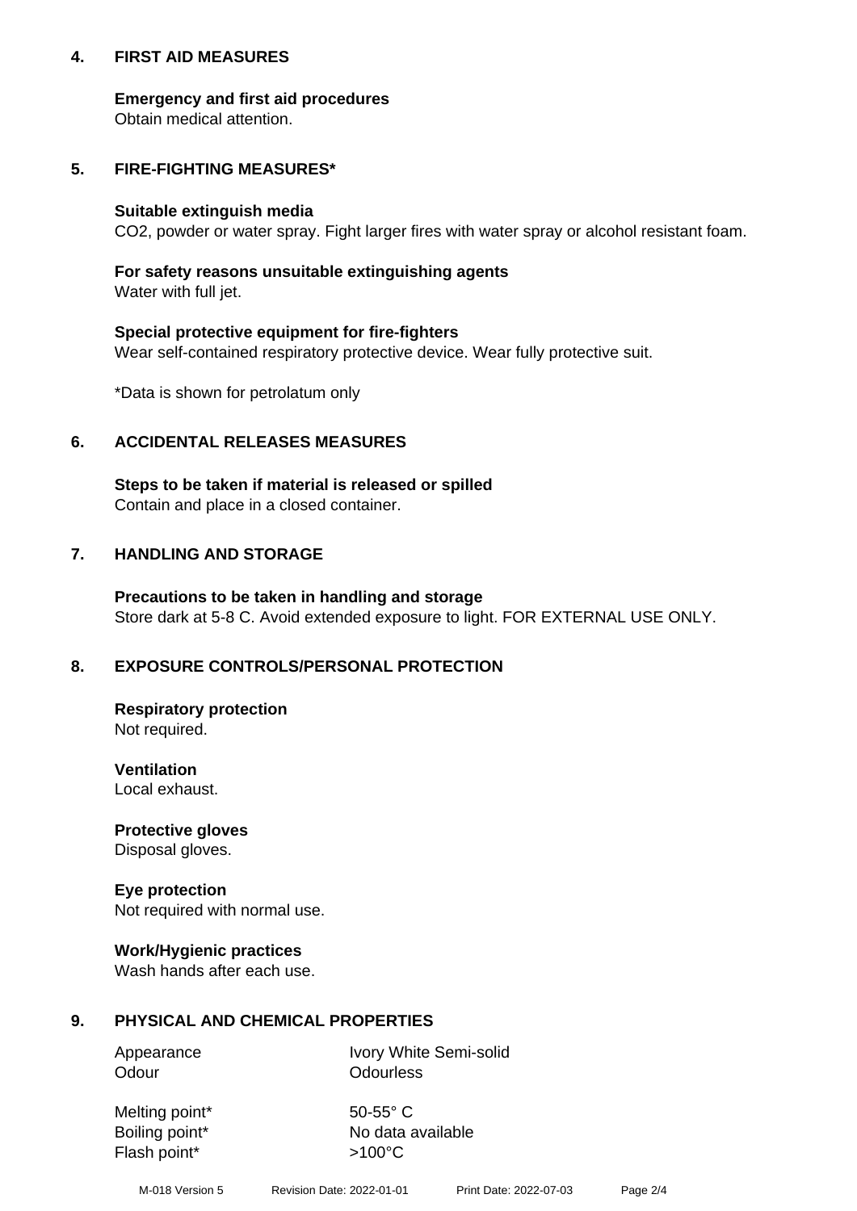## 4. FIRST AID MEASURES

**Emergency and first aid procedures**
Obtain medical attention.

## 5. FIRE-FIGHTING MEASURES*

**Suitable extinguish media**
$CO_2$, powder or water spray. Fight larger fires with water spray or alcohol resistant foam.

**For safety reasons unsuitable extinguishing agents**
Water with full jet.

**Special protective equipment for fire-fighters**
Wear self-contained respiratory protective device. Wear fully protective suit.

*Data is shown for petrolatum only

## 6. ACCIDENTAL RELEASES MEASURES

**Steps to be taken if material is released or spilled**
Contain and place in a closed container.

## 7. HANDLING AND STORAGE

**Precautions to be taken in handling and storage**
Store dark at 5-8 C. Avoid extended exposure to light. FOR EXTERNAL USE ONLY.

## 8. EXPOSURE CONTROLS/PERSONAL PROTECTION

**Respiratory protection**
Not required.

**Ventilation**
Local exhaust.

**Protective gloves**
Disposal gloves.

**Eye protection**
Not required with normal use.

**Work/Hygienic practices**
Wash hands after each use.

## 9. PHYSICAL AND CHEMICAL PROPERTIES

| | |
|---|---|
| Appearance | Ivory White Semi-solid |
| Odour | Odourless |
| Melting point* | 50-55° C |
| Boiling point* | No data available |
| Flash point* | >100°C |

M-018 Version 5 Revision Date: 2022-01-01 Print Date: 2022-07-03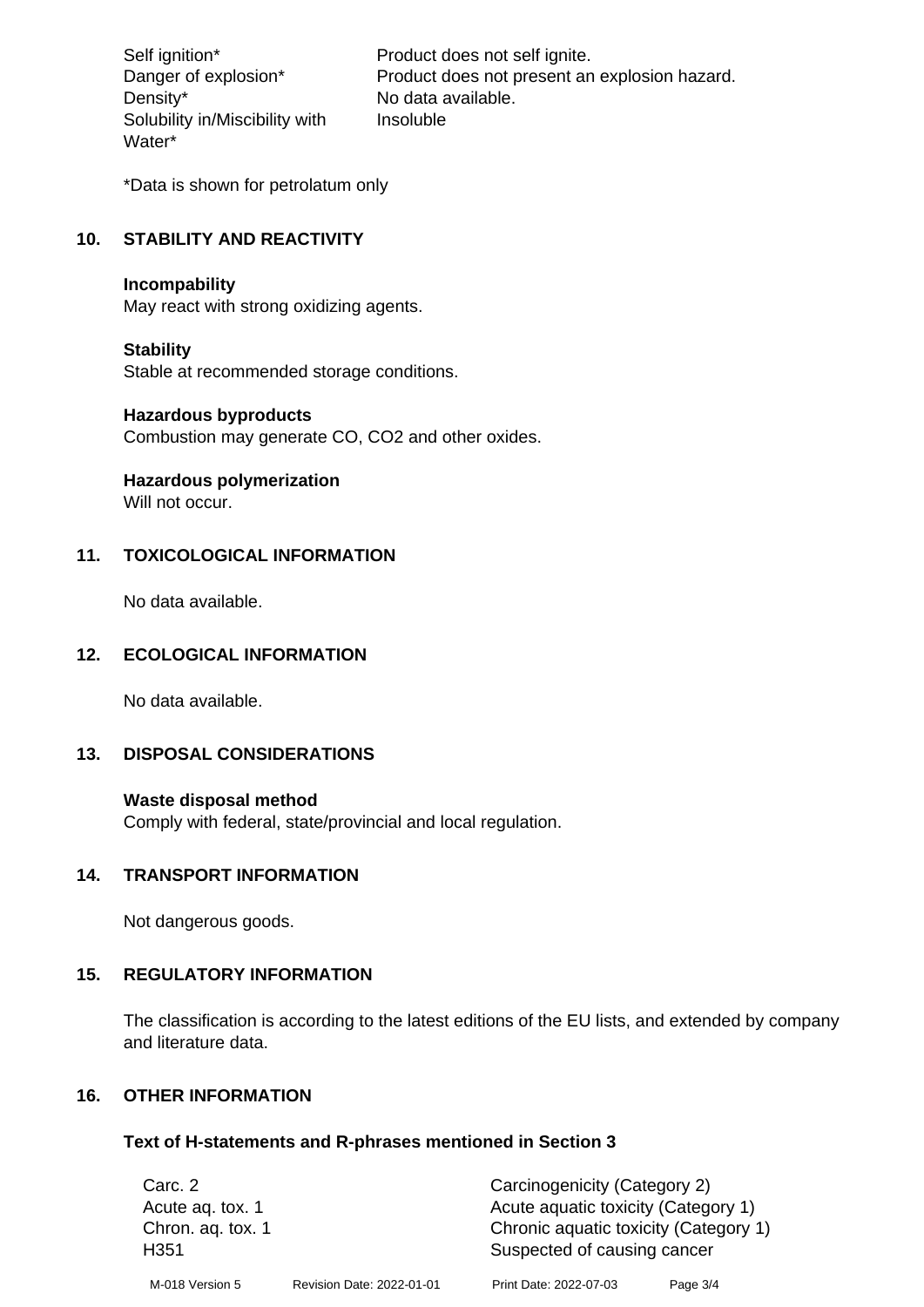| | |
|---|---|
| Self ignition* | Product does not self ignite. |
| Danger of explosion* | Product does not present an explosion hazard. |
| Density* | No data available. |
| Solubility in/Miscibility with Water* | Insoluble |

*Data is shown for petrolatum only

## 10. STABILITY AND REACTIVITY

**Incompability**
May react with strong oxidizing agents.

**Stability**
Stable at recommended storage conditions.

**Hazardous byproducts**
Combustion may generate CO, $CO_2$ and other oxides.

**Hazardous polymerization**
Will not occur.

## 11. TOXICOLOGICAL INFORMATION

No data available.

## 12. ECOLOGICAL INFORMATION

No data available.

## 13. DISPOSAL CONSIDERATIONS

**Waste disposal method**
Comply with federal, state/provincial and local regulation.

## 14. TRANSPORT INFORMATION

Not dangerous goods.

## 15. REGULATORY INFORMATION

The classification is according to the latest editions of the EU lists, and extended by company and literature data.

## 16. OTHER INFORMATION

**Text of H-statements and R-phrases mentioned in Section 3**

| | |
|---|---|
| Carc. 2 | Carcinogenicity (Category 2) |
| Acute aq. tox. 1 | Acute aquatic toxicity (Category 1) |
| Chron. aq. tox. 1 | Chronic aquatic toxicity (Category 1) |
| H351 | Suspected of causing cancer |

M-018 Version 5 Revision Date: 2022-01-01 Print Date: 2022-07-03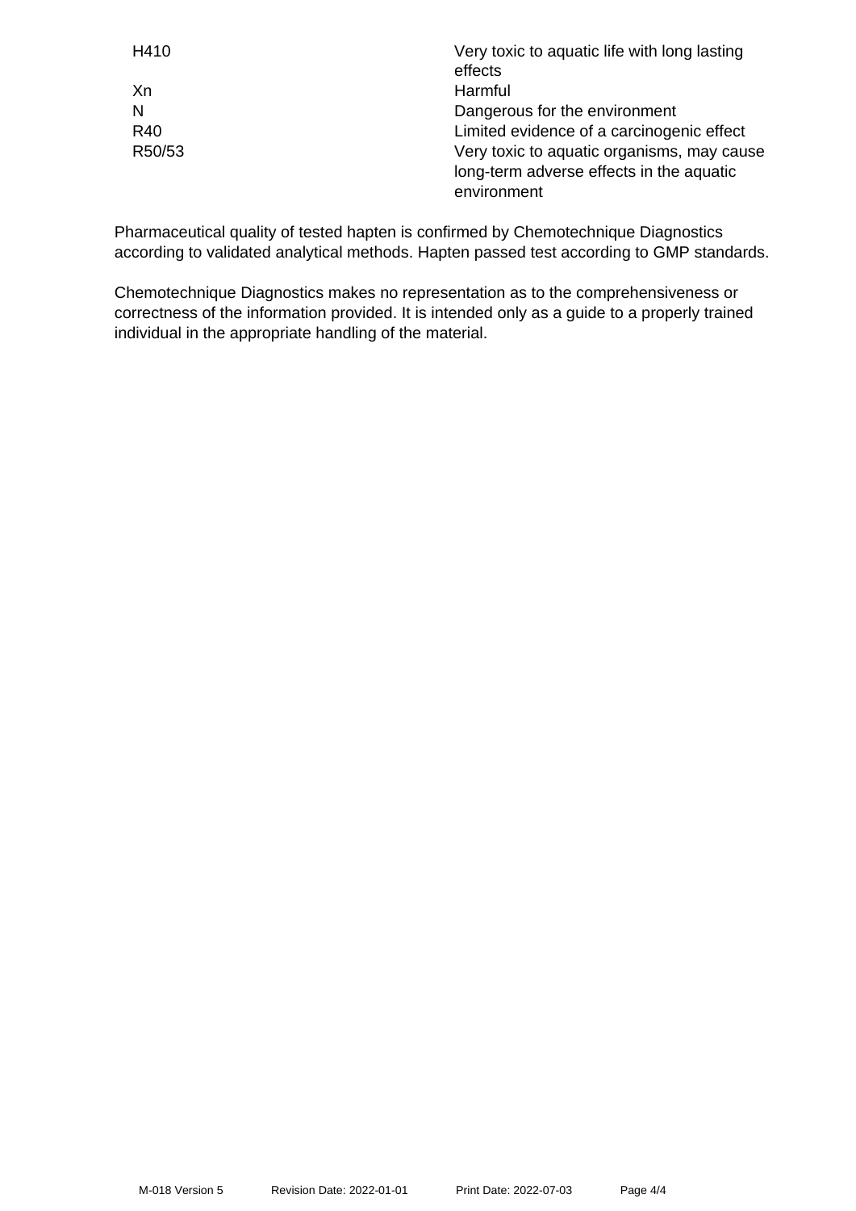| | |
|---|---|
| H410 | Very toxic to aquatic life with long lasting effects |
| Xn | Harmful |
| N | Dangerous for the environment |
| R40 | Limited evidence of a carcinogenic effect |
| R50/53 | Very toxic to aquatic organisms, may cause long-term adverse effects in the aquatic environment |

Pharmaceutical quality of tested hapten is confirmed by Chemotechnique Diagnostics according to validated analytical methods. Hapten passed test according to GMP standards.

Chemotechnique Diagnostics makes no representation as to the comprehensiveness or correctness of the information provided. It is intended only as a guide to a properly trained individual in the appropriate handling of the material.